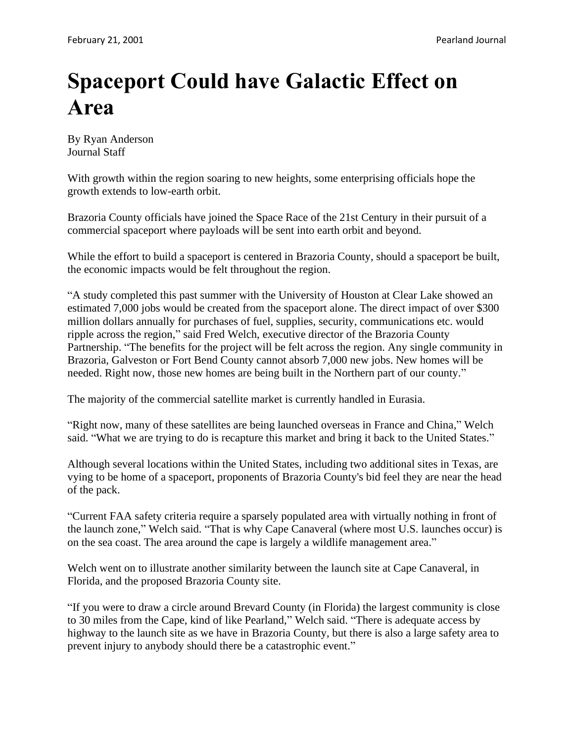# Spaceport Could have Galactic Effect on Area

By Ryan Anderson
Journal Staff

With growth within the region soaring to new heights, some enterprising officials hope the growth extends to low-earth orbit.

Brazoria County officials have joined the Space Race of the 21st Century in their pursuit of a commercial spaceport where payloads will be sent into earth orbit and beyond.

While the effort to build a spaceport is centered in Brazoria County, should a spaceport be built, the economic impacts would be felt throughout the region.

"A study completed this past summer with the University of Houston at Clear Lake showed an estimated 7,000 jobs would be created from the spaceport alone. The direct impact of over $300 million dollars annually for purchases of fuel, supplies, security, communications etc. would ripple across the region," said Fred Welch, executive director of the Brazoria County Partnership. "The benefits for the project will be felt across the region. Any single community in Brazoria, Galveston or Fort Bend County cannot absorb 7,000 new jobs. New homes will be needed. Right now, those new homes are being built in the Northern part of our county."

The majority of the commercial satellite market is currently handled in Eurasia.

"Right now, many of these satellites are being launched overseas in France and China," Welch said. "What we are trying to do is recapture this market and bring it back to the United States."

Although several locations within the United States, including two additional sites in Texas, are vying to be home of a spaceport, proponents of Brazoria County's bid feel they are near the head of the pack.

"Current FAA safety criteria require a sparsely populated area with virtually nothing in front of the launch zone," Welch said. "That is why Cape Canaveral (where most U.S. launches occur) is on the sea coast. The area around the cape is largely a wildlife management area."

Welch went on to illustrate another similarity between the launch site at Cape Canaveral, in Florida, and the proposed Brazoria County site.

"If you were to draw a circle around Brevard County (in Florida) the largest community is close to 30 miles from the Cape, kind of like Pearland," Welch said. "There is adequate access by highway to the launch site as we have in Brazoria County, but there is also a large safety area to prevent injury to anybody should there be a catastrophic event."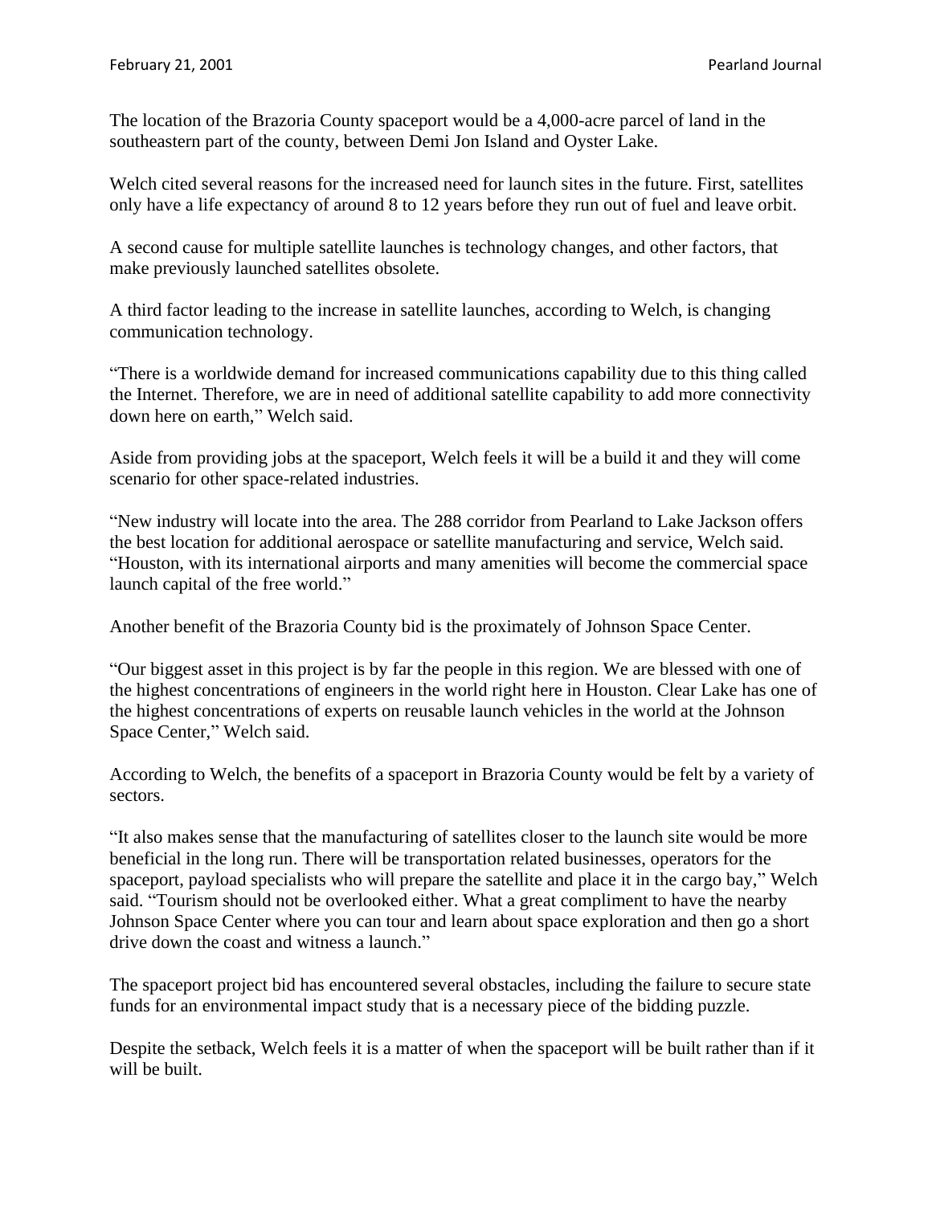The location of the Brazoria County spaceport would be a 4,000-acre parcel of land in the southeastern part of the county, between Demi Jon Island and Oyster Lake.

Welch cited several reasons for the increased need for launch sites in the future. First, satellites only have a life expectancy of around 8 to 12 years before they run out of fuel and leave orbit.

A second cause for multiple satellite launches is technology changes, and other factors, that make previously launched satellites obsolete.

A third factor leading to the increase in satellite launches, according to Welch, is changing communication technology.

"There is a worldwide demand for increased communications capability due to this thing called the Internet. Therefore, we are in need of additional satellite capability to add more connectivity down here on earth," Welch said.

Aside from providing jobs at the spaceport, Welch feels it will be a build it and they will come scenario for other space-related industries.

"New industry will locate into the area. The 288 corridor from Pearland to Lake Jackson offers the best location for additional aerospace or satellite manufacturing and service, Welch said. "Houston, with its international airports and many amenities will become the commercial space launch capital of the free world."

Another benefit of the Brazoria County bid is the proximately of Johnson Space Center.

"Our biggest asset in this project is by far the people in this region. We are blessed with one of the highest concentrations of engineers in the world right here in Houston. Clear Lake has one of the highest concentrations of experts on reusable launch vehicles in the world at the Johnson Space Center," Welch said.

According to Welch, the benefits of a spaceport in Brazoria County would be felt by a variety of sectors.

"It also makes sense that the manufacturing of satellites closer to the launch site would be more beneficial in the long run. There will be transportation related businesses, operators for the spaceport, payload specialists who will prepare the satellite and place it in the cargo bay," Welch said. "Tourism should not be overlooked either. What a great compliment to have the nearby Johnson Space Center where you can tour and learn about space exploration and then go a short drive down the coast and witness a launch."

The spaceport project bid has encountered several obstacles, including the failure to secure state funds for an environmental impact study that is a necessary piece of the bidding puzzle.

Despite the setback, Welch feels it is a matter of when the spaceport will be built rather than if it will be built.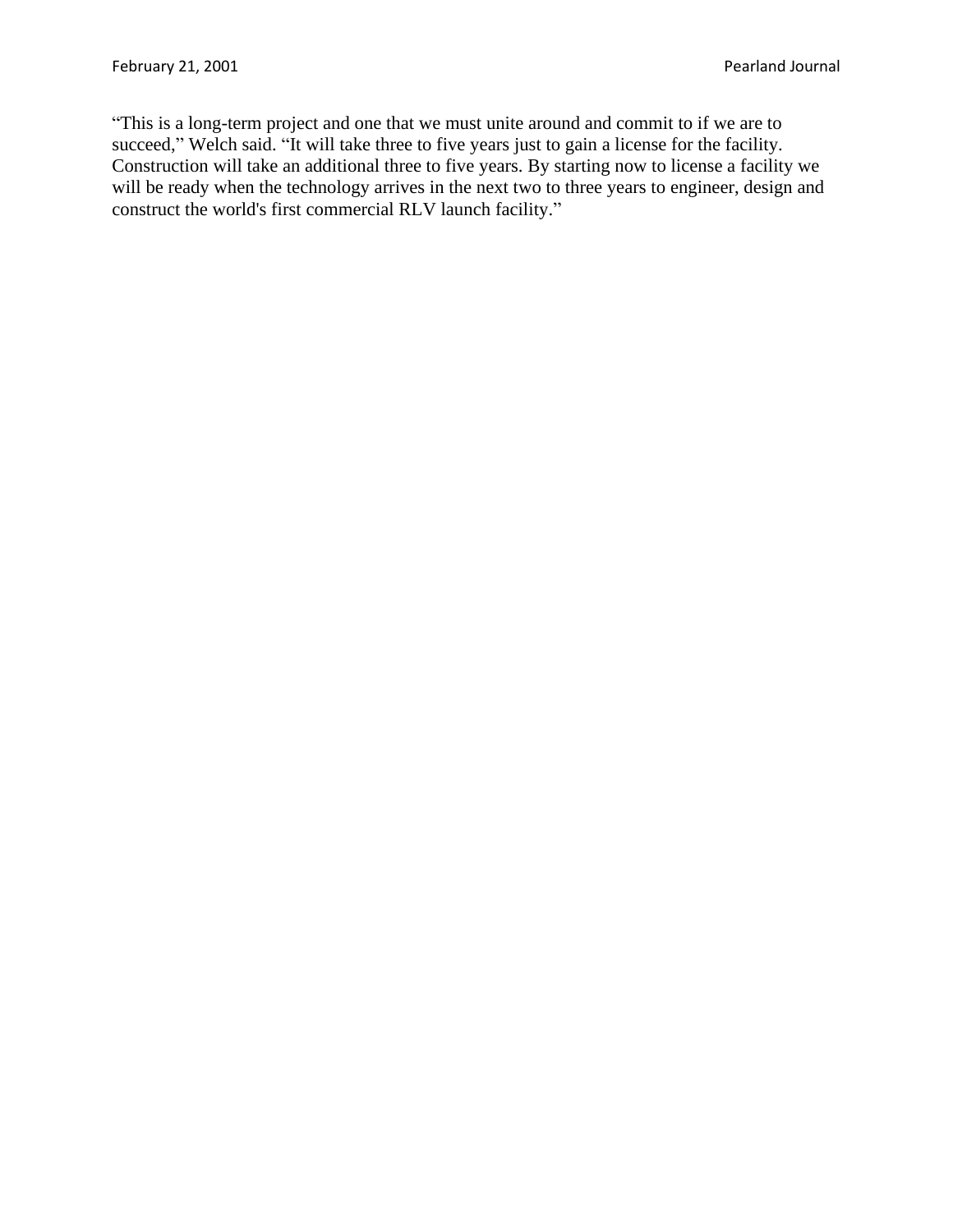“This is a long-term project and one that we must unite around and commit to if we are to succeed,” Welch said. “It will take three to five years just to gain a license for the facility. Construction will take an additional three to five years. By starting now to license a facility we will be ready when the technology arrives in the next two to three years to engineer, design and construct the world's first commercial RLV launch facility.”